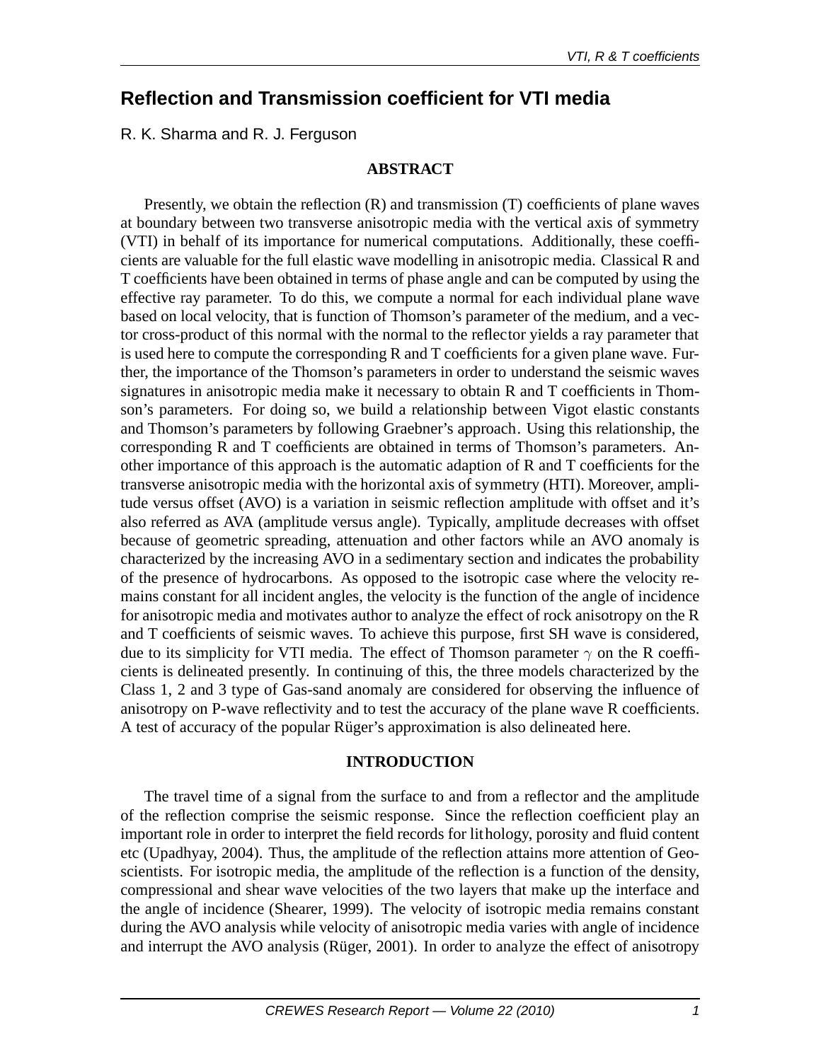# Reflection and Transmission coefficient for VTI media

R. K. Sharma and R. J. Ferguson

## ABSTRACT

Presently, we obtain the reflection (R) and transmission (T) coefficients of plane waves at boundary between two transverse anisotropic media with the vertical axis of symmetry (VTI) in behalf of its importance for numerical computations. Additionally, these coefficients are valuable for the full elastic wave modelling in anisotropic media. Classical R and T coefficients have been obtained in terms of phase angle and can be computed by using the effective ray parameter. To do this, we compute a normal for each individual plane wave based on local velocity, that is function of Thomson's parameter of the medium, and a vector cross-product of this normal with the normal to the reflector yields a ray parameter that is used here to compute the corresponding R and T coefficients for a given plane wave. Further, the importance of the Thomson's parameters in order to understand the seismic waves signatures in anisotropic media make it necessary to obtain R and T coefficients in Thomson's parameters. For doing so, we build a relationship between Vigot elastic constants and Thomson's parameters by following Graebner's approach. Using this relationship, the corresponding R and T coefficients are obtained in terms of Thomson's parameters. Another importance of this approach is the automatic adaption of R and T coefficients for the transverse anisotropic media with the horizontal axis of symmetry (HTI). Moreover, amplitude versus offset (AVO) is a variation in seismic reflection amplitude with offset and it's also referred as AVA (amplitude versus angle). Typically, amplitude decreases with offset because of geometric spreading, attenuation and other factors while an AVO anomaly is characterized by the increasing AVO in a sedimentary section and indicates the probability of the presence of hydrocarbons. As opposed to the isotropic case where the velocity remains constant for all incident angles, the velocity is the function of the angle of incidence for anisotropic media and motivates author to analyze the effect of rock anisotropy on the R and T coefficients of seismic waves. To achieve this purpose, first SH wave is considered, due to its simplicity for VTI media. The effect of Thomson parameter $\gamma$ on the R coefficients is delineated presently. In continuing of this, the three models characterized by the Class 1, 2 and 3 type of Gas-sand anomaly are considered for observing the influence of anisotropy on P-wave reflectivity and to test the accuracy of the plane wave R coefficients. A test of accuracy of the popular Rüger's approximation is also delineated here.

## INTRODUCTION

The travel time of a signal from the surface to and from a reflector and the amplitude of the reflection comprise the seismic response. Since the reflection coefficient play an important role in order to interpret the field records for lithology, porosity and fluid content etc (Upadhyay, 2004). Thus, the amplitude of the reflection attains more attention of Geoscientists. For isotropic media, the amplitude of the reflection is a function of the density, compressional and shear wave velocities of the two layers that make up the interface and the angle of incidence (Shearer, 1999). The velocity of isotropic media remains constant during the AVO analysis while velocity of anisotropic media varies with angle of incidence and interrupt the AVO analysis (Rüger, 2001). In order to analyze the effect of anisotropy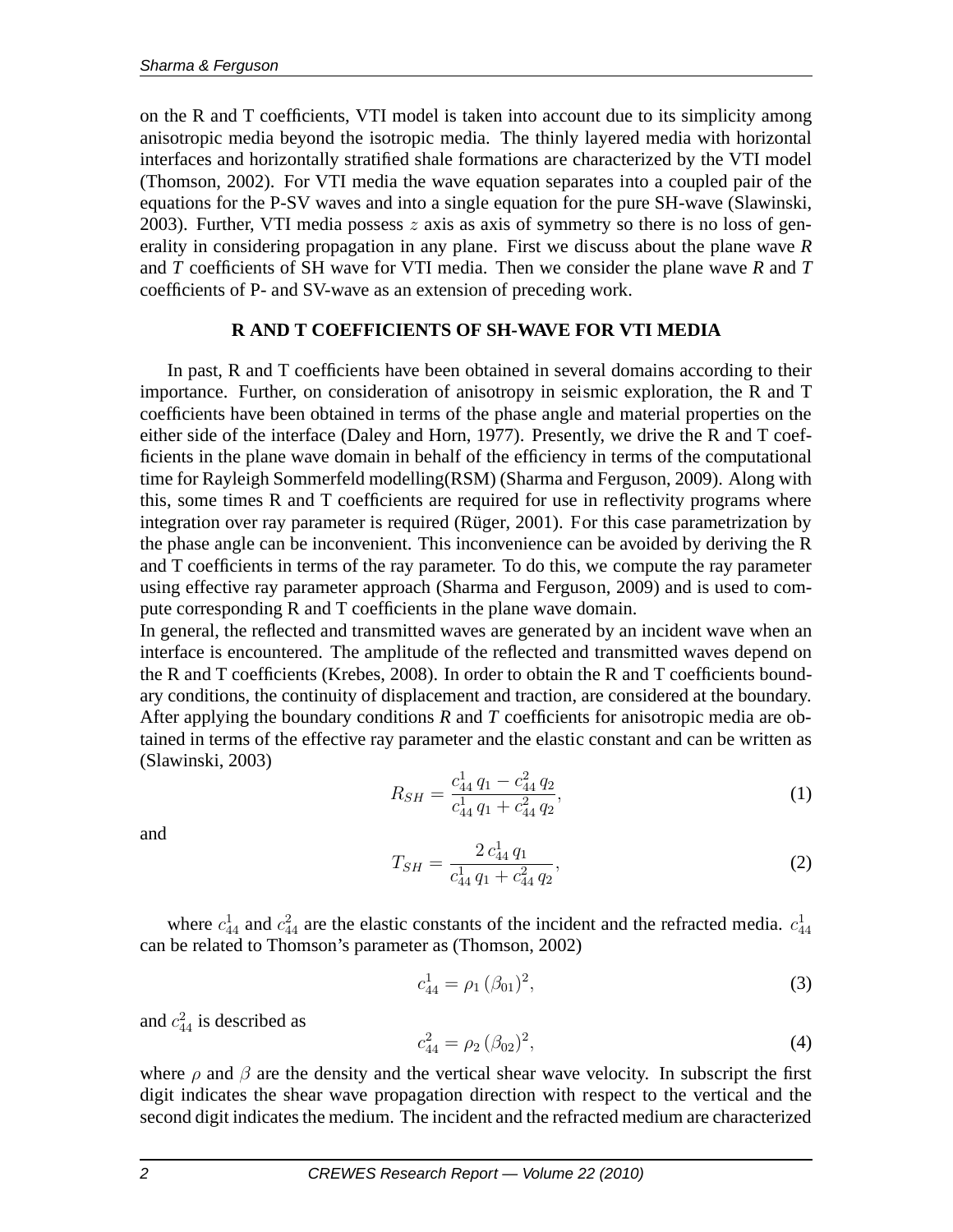on the R and T coefficients, VTI model is taken into account due to its simplicity among anisotropic media beyond the isotropic media. The thinly layered media with horizontal interfaces and horizontally stratified shale formations are characterized by the VTI model (Thomson, 2002). For VTI media the wave equation separates into a coupled pair of the equations for the P-SV waves and into a single equation for the pure SH-wave (Slawinski, 2003). Further, VTI media possess $z$ axis as axis of symmetry so there is no loss of generality in considering propagation in any plane. First we discuss about the plane wave *R* and *T* coefficients of SH wave for VTI media. Then we consider the plane wave *R* and *T* coefficients of P- and SV-wave as an extension of preceding work.

## R AND T COEFFICIENTS OF SH-WAVE FOR VTI MEDIA

In past, R and T coefficients have been obtained in several domains according to their importance. Further, on consideration of anisotropy in seismic exploration, the R and T coefficients have been obtained in terms of the phase angle and material properties on the either side of the interface (Daley and Horn, 1977). Presently, we drive the R and T coefficients in the plane wave domain in behalf of the efficiency in terms of the computational time for Rayleigh Sommerfeld modelling(RSM) (Sharma and Ferguson, 2009). Along with this, some times R and T coefficients are required for use in reflectivity programs where integration over ray parameter is required (Rüger, 2001). For this case parametrization by the phase angle can be inconvenient. This inconvenience can be avoided by deriving the R and T coefficients in terms of the ray parameter. To do this, we compute the ray parameter using effective ray parameter approach (Sharma and Ferguson, 2009) and is used to compute corresponding R and T coefficients in the plane wave domain.

In general, the reflected and transmitted waves are generated by an incident wave when an interface is encountered. The amplitude of the reflected and transmitted waves depend on the R and T coefficients (Krebes, 2008). In order to obtain the R and T coefficients boundary conditions, the continuity of displacement and traction, are considered at the boundary. After applying the boundary conditions *R* and *T* coefficients for anisotropic media are obtained in terms of the effective ray parameter and the elastic constant and can be written as (Slawinski, 2003)

$$R_{SH} = \frac{c_{44}^1\, q_1 - c_{44}^2\, q_2}{c_{44}^1\, q_1 + c_{44}^2\, q_2}, \tag{1}$$

and

$$T_{SH} = \frac{2\, c_{44}^1\, q_1}{c_{44}^1\, q_1 + c_{44}^2\, q_2}, \tag{2}$$

where $c_{44}^1$ and $c_{44}^2$ are the elastic constants of the incident and the refracted media. $c_{44}^1$ can be related to Thomson's parameter as (Thomson, 2002)

$$c_{44}^1 = \rho_1\, (\beta_{01})^2, \tag{3}$$

and $c_{44}^2$ is described as

$$c_{44}^2 = \rho_2\, (\beta_{02})^2, \tag{4}$$

where $\rho$ and $\beta$ are the density and the vertical shear wave velocity. In subscript the first digit indicates the shear wave propagation direction with respect to the vertical and the second digit indicates the medium. The incident and the refracted medium are characterized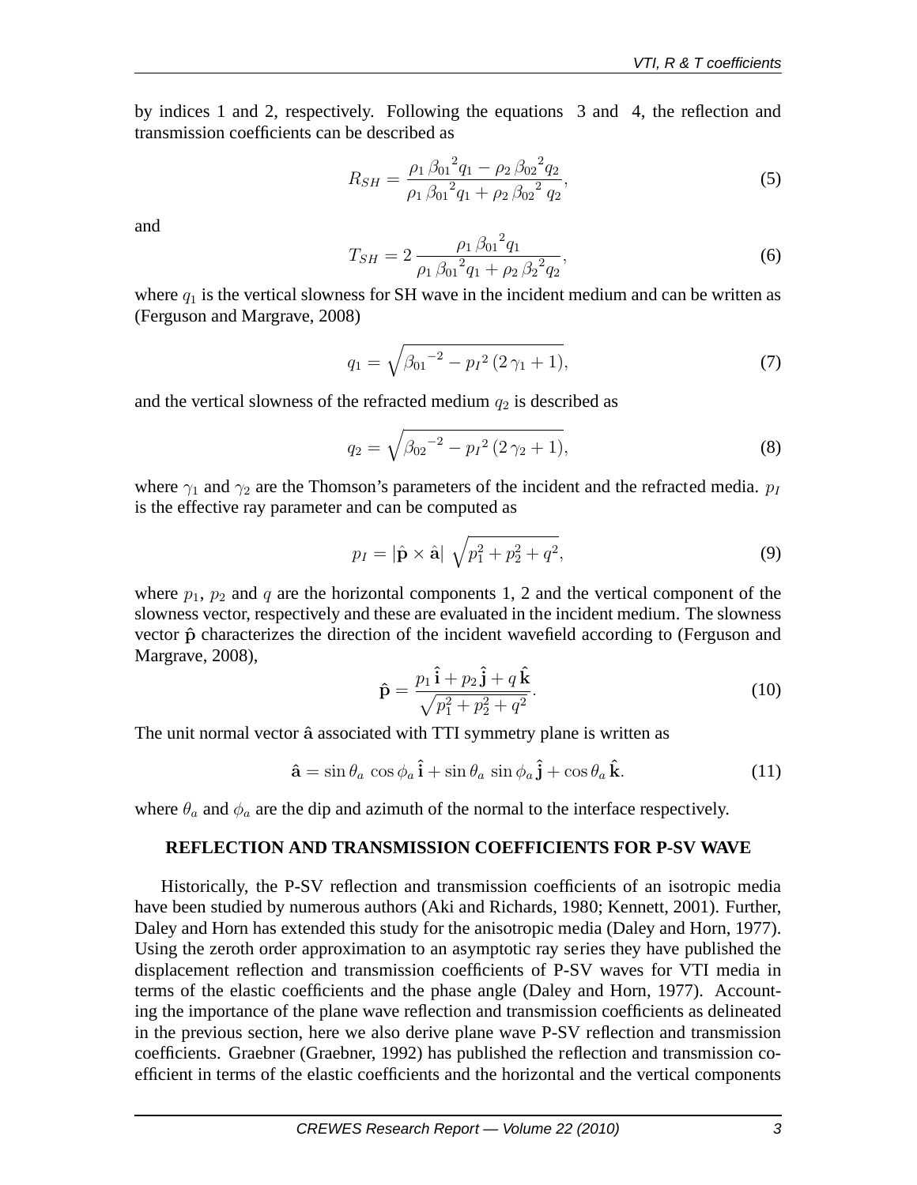by indices 1 and 2, respectively. Following the equations 3 and 4, the reflection and transmission coefficients can be described as

$$R_{SH} = \frac{\rho_1\,{\beta_{01}}^2 q_1 - \rho_2\,{\beta_{02}}^2 q_2}{\rho_1\,{\beta_{01}}^2 q_1 + \rho_2\,{\beta_{02}}^2\,q_2}, \tag{5}$$

and

$$T_{SH} = 2\,\frac{\rho_1\,{\beta_{01}}^2 q_1}{\rho_1\,{\beta_{01}}^2 q_1 + \rho_2\,{\beta_2}^2 q_2}, \tag{6}$$

where $q_1$ is the vertical slowness for SH wave in the incident medium and can be written as (Ferguson and Margrave, 2008)

$$q_1 = \sqrt{{\beta_{01}}^{-2} - {p_I}^2\,(2\,\gamma_1 + 1)}, \tag{7}$$

and the vertical slowness of the refracted medium $q_2$ is described as

$$q_2 = \sqrt{{\beta_{02}}^{-2} - {p_I}^2\,(2\,\gamma_2 + 1)}, \tag{8}$$

where $\gamma_1$ and $\gamma_2$ are the Thomson's parameters of the incident and the refracted media. $p_I$ is the effective ray parameter and can be computed as

$$p_I = |\hat{\mathbf{p}} \times \hat{\mathbf{a}}|\,\sqrt{p_1^2 + p_2^2 + q^2}, \tag{9}$$

where $p_1$, $p_2$ and $q$ are the horizontal components 1, 2 and the vertical component of the slowness vector, respectively and these are evaluated in the incident medium. The slowness vector $\hat{\mathbf{p}}$ characterizes the direction of the incident wavefield according to (Ferguson and Margrave, 2008),

$$\hat{\mathbf{p}} = \frac{p_1\,\hat{\mathbf{i}} + p_2\,\hat{\mathbf{j}} + q\,\hat{\mathbf{k}}}{\sqrt{p_1^2 + p_2^2 + q^2}}. \tag{10}$$

The unit normal vector $\hat{\mathbf{a}}$ associated with TTI symmetry plane is written as

$$\hat{\mathbf{a}} = \sin\theta_a\,\cos\phi_a\,\hat{\mathbf{i}} + \sin\theta_a\,\sin\phi_a\,\hat{\mathbf{j}} + \cos\theta_a\,\hat{\mathbf{k}}. \tag{11}$$

where $\theta_a$ and $\phi_a$ are the dip and azimuth of the normal to the interface respectively.

## REFLECTION AND TRANSMISSION COEFFICIENTS FOR P-SV WAVE

Historically, the P-SV reflection and transmission coefficients of an isotropic media have been studied by numerous authors (Aki and Richards, 1980; Kennett, 2001). Further, Daley and Horn has extended this study for the anisotropic media (Daley and Horn, 1977). Using the zeroth order approximation to an asymptotic ray series they have published the displacement reflection and transmission coefficients of P-SV waves for VTI media in terms of the elastic coefficients and the phase angle (Daley and Horn, 1977). Accounting the importance of the plane wave reflection and transmission coefficients as delineated in the previous section, here we also derive plane wave P-SV reflection and transmission coefficients. Graebner (Graebner, 1992) has published the reflection and transmission coefficient in terms of the elastic coefficients and the horizontal and the vertical components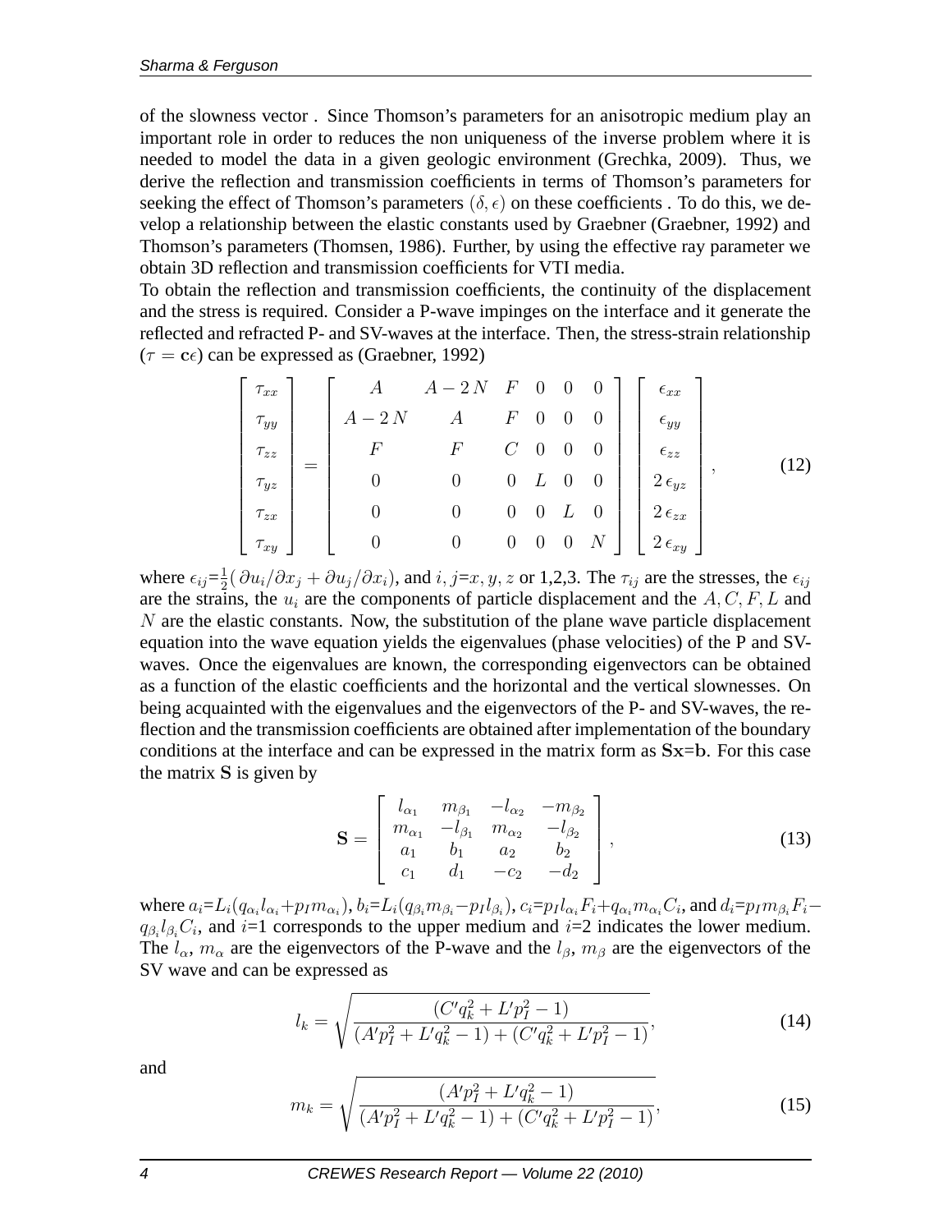of the slowness vector . Since Thomson's parameters for an anisotropic medium play an important role in order to reduces the non uniqueness of the inverse problem where it is needed to model the data in a given geologic environment (Grechka, 2009). Thus, we derive the reflection and transmission coefficients in terms of Thomson's parameters for seeking the effect of Thomson's parameters $(\delta, \epsilon)$ on these coefficients . To do this, we develop a relationship between the elastic constants used by Graebner (Graebner, 1992) and Thomson's parameters (Thomsen, 1986). Further, by using the effective ray parameter we obtain 3D reflection and transmission coefficients for VTI media.

To obtain the reflection and transmission coefficients, the continuity of the displacement and the stress is required. Consider a P-wave impinges on the interface and it generate the reflected and refracted P- and SV-waves at the interface. Then, the stress-strain relationship ($\tau = \mathbf{c}\epsilon$) can be expressed as (Graebner, 1992)

$$
\begin{bmatrix} \tau_{xx} \\ \tau_{yy} \\ \tau_{zz} \\ \tau_{yz} \\ \tau_{zx} \\ \tau_{xy} \end{bmatrix} = \begin{bmatrix} A & A-2N & F & 0 & 0 & 0 \\ A-2N & A & F & 0 & 0 & 0 \\ F & F & C & 0 & 0 & 0 \\ 0 & 0 & 0 & L & 0 & 0 \\ 0 & 0 & 0 & 0 & L & 0 \\ 0 & 0 & 0 & 0 & 0 & N \end{bmatrix} \begin{bmatrix} \epsilon_{xx} \\ \epsilon_{yy} \\ \epsilon_{zz} \\ 2\,\epsilon_{yz} \\ 2\,\epsilon_{zx} \\ 2\,\epsilon_{xy} \end{bmatrix}, \tag{12}
$$

where $\epsilon_{ij}=\frac{1}{2}(\,\partial u_i/\partial x_j + \partial u_j/\partial x_i)$, and $i, j$=$x, y, z$ or 1,2,3. The $\tau_{ij}$ are the stresses, the $\epsilon_{ij}$ are the strains, the $u_i$ are the components of particle displacement and the $A, C, F, L$ and $N$ are the elastic constants. Now, the substitution of the plane wave particle displacement equation into the wave equation yields the eigenvalues (phase velocities) of the P and SV-waves. Once the eigenvalues are known, the corresponding eigenvectors can be obtained as a function of the elastic coefficients and the horizontal and the vertical slownesses. On being acquainted with the eigenvalues and the eigenvectors of the P- and SV-waves, the reflection and the transmission coefficients are obtained after implementation of the boundary conditions at the interface and can be expressed in the matrix form as $\mathbf{Sx}$=$\mathbf{b}$. For this case the matrix $\mathbf{S}$ is given by

$$
\mathbf{S} = \begin{bmatrix} l_{\alpha_1} & m_{\beta_1} & -l_{\alpha_2} & -m_{\beta_2} \\ m_{\alpha_1} & -l_{\beta_1} & m_{\alpha_2} & -l_{\beta_2} \\ a_1 & b_1 & a_2 & b_2 \\ c_1 & d_1 & -c_2 & -d_2 \end{bmatrix}, \tag{13}
$$

where $a_i$=$L_i(q_{\alpha_i} l_{\alpha_i} + p_I m_{\alpha_i})$, $b_i$=$L_i(q_{\beta_i} m_{\beta_i} - p_I l_{\beta_i})$, $c_i$=$p_I l_{\alpha_i} F_i + q_{\alpha_i} m_{\alpha_i} C_i$, and $d_i$=$p_I m_{\beta_i} F_i - q_{\beta_i} l_{\beta_i} C_i$, and $i$=1 corresponds to the upper medium and $i$=2 indicates the lower medium. The $l_\alpha$, $m_\alpha$ are the eigenvectors of the P-wave and the $l_\beta$, $m_\beta$ are the eigenvectors of the SV wave and can be expressed as

$$
l_k = \sqrt{\frac{(C' q_k^2 + L' p_I^2 - 1)}{(A' p_I^2 + L' q_k^2 - 1) + (C' q_k^2 + L' p_I^2 - 1)}}, \tag{14}
$$

and

$$
m_k = \sqrt{\frac{(A' p_I^2 + L' q_k^2 - 1)}{(A' p_I^2 + L' q_k^2 - 1) + (C' q_k^2 + L' p_I^2 - 1)}}, \tag{15}
$$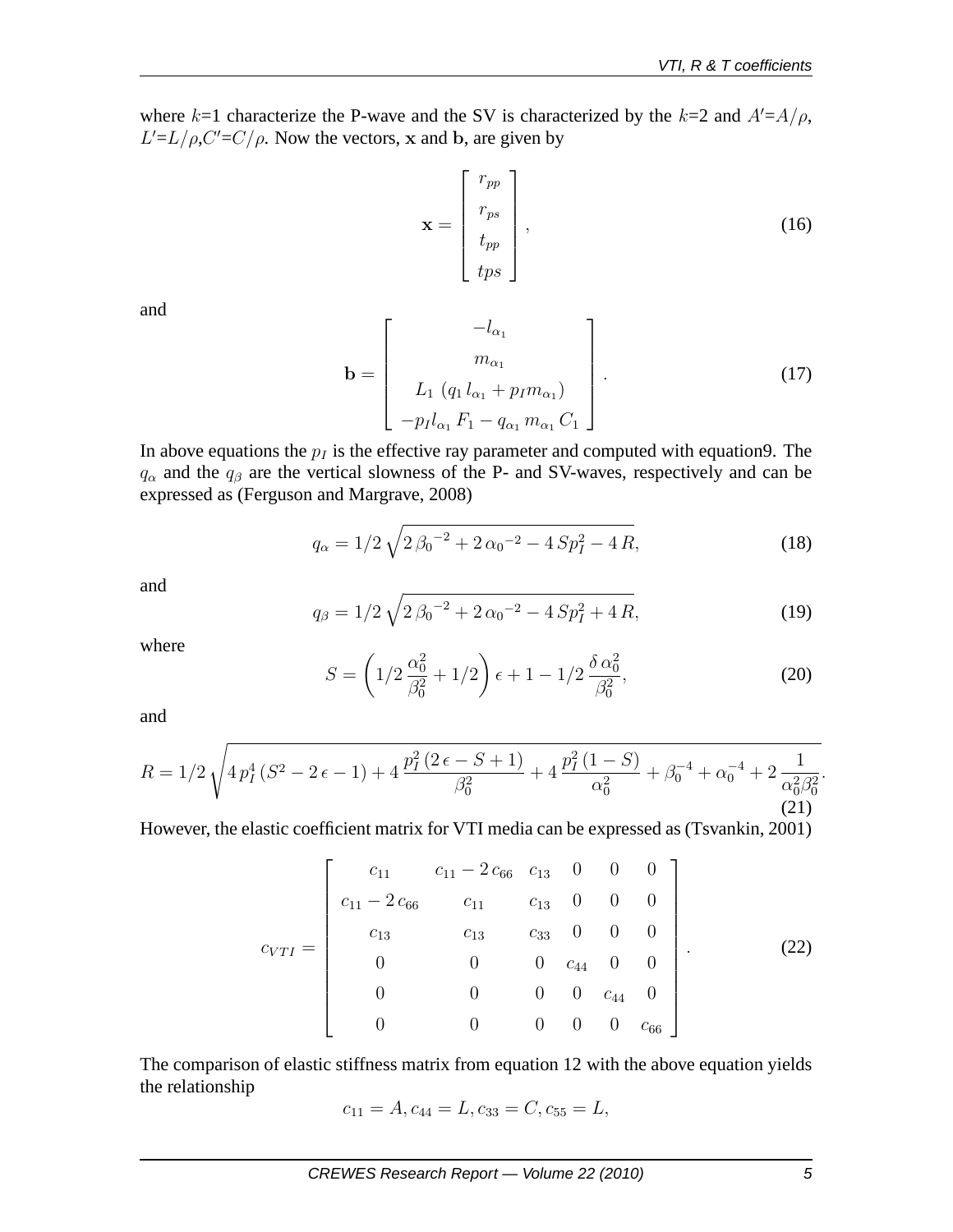where $k$=1 characterize the P-wave and the SV is characterized by the $k$=2 and $A'$=$A/\rho$, $L'$=$L/\rho$,$C'$=$C/\rho$. Now the vectors, $\mathbf{x}$ and $\mathbf{b}$, are given by

$$\mathbf{x} = \begin{bmatrix} r_{pp} \\ r_{ps} \\ t_{pp} \\ tps \end{bmatrix}, \tag{16}$$

and

$$\mathbf{b} = \begin{bmatrix} -l_{\alpha_1} \\ m_{\alpha_1} \\ L_1 \left( q_1 \, l_{\alpha_1} + p_I m_{\alpha_1} \right) \\ -p_I l_{\alpha_1} \, F_1 - q_{\alpha_1} \, m_{\alpha_1} \, C_1 \end{bmatrix}. \tag{17}$$

In above equations the $p_I$ is the effective ray parameter and computed with equation9. The $q_\alpha$ and the $q_\beta$ are the vertical slowness of the P- and SV-waves, respectively and can be expressed as (Ferguson and Margrave, 2008)

$$q_\alpha = 1/2 \, \sqrt{2 \, {\beta_0}^{-2} + 2 \, {\alpha_0}^{-2} - 4 \, S p_I^2 - 4 \, R}, \tag{18}$$

and

$$q_\beta = 1/2 \, \sqrt{2 \, {\beta_0}^{-2} + 2 \, {\alpha_0}^{-2} - 4 \, S p_I^2 + 4 \, R}, \tag{19}$$

where

$$S = \left( 1/2 \, \frac{\alpha_0^2}{\beta_0^2} + 1/2 \right) \epsilon + 1 - 1/2 \, \frac{\delta \, \alpha_0^2}{\beta_0^2}, \tag{20}$$

and

$$R = 1/2 \, \sqrt{4 \, p_I^4 \left( S^2 - 2 \, \epsilon - 1 \right) + 4 \, \frac{p_I^2 \left( 2 \, \epsilon - S + 1 \right)}{\beta_0^2} + 4 \, \frac{p_I^2 \left( 1 - S \right)}{\alpha_0^2} + \beta_0^{-4} + \alpha_0^{-4} + 2 \, \frac{1}{\alpha_0^2 \beta_0^2}}. \tag{21}$$

However, the elastic coefficient matrix for VTI media can be expressed as (Tsvankin, 2001)

$$c_{VTI} = \begin{bmatrix} c_{11} & c_{11} - 2 \, c_{66} & c_{13} & 0 & 0 & 0 \\ c_{11} - 2 \, c_{66} & c_{11} & c_{13} & 0 & 0 & 0 \\ c_{13} & c_{13} & c_{33} & 0 & 0 & 0 \\ 0 & 0 & 0 & c_{44} & 0 & 0 \\ 0 & 0 & 0 & 0 & c_{44} & 0 \\ 0 & 0 & 0 & 0 & 0 & c_{66} \end{bmatrix}. \tag{22}$$

The comparison of elastic stiffness matrix from equation 12 with the above equation yields the relationship

$$c_{11} = A, c_{44} = L, c_{33} = C, c_{55} = L,$$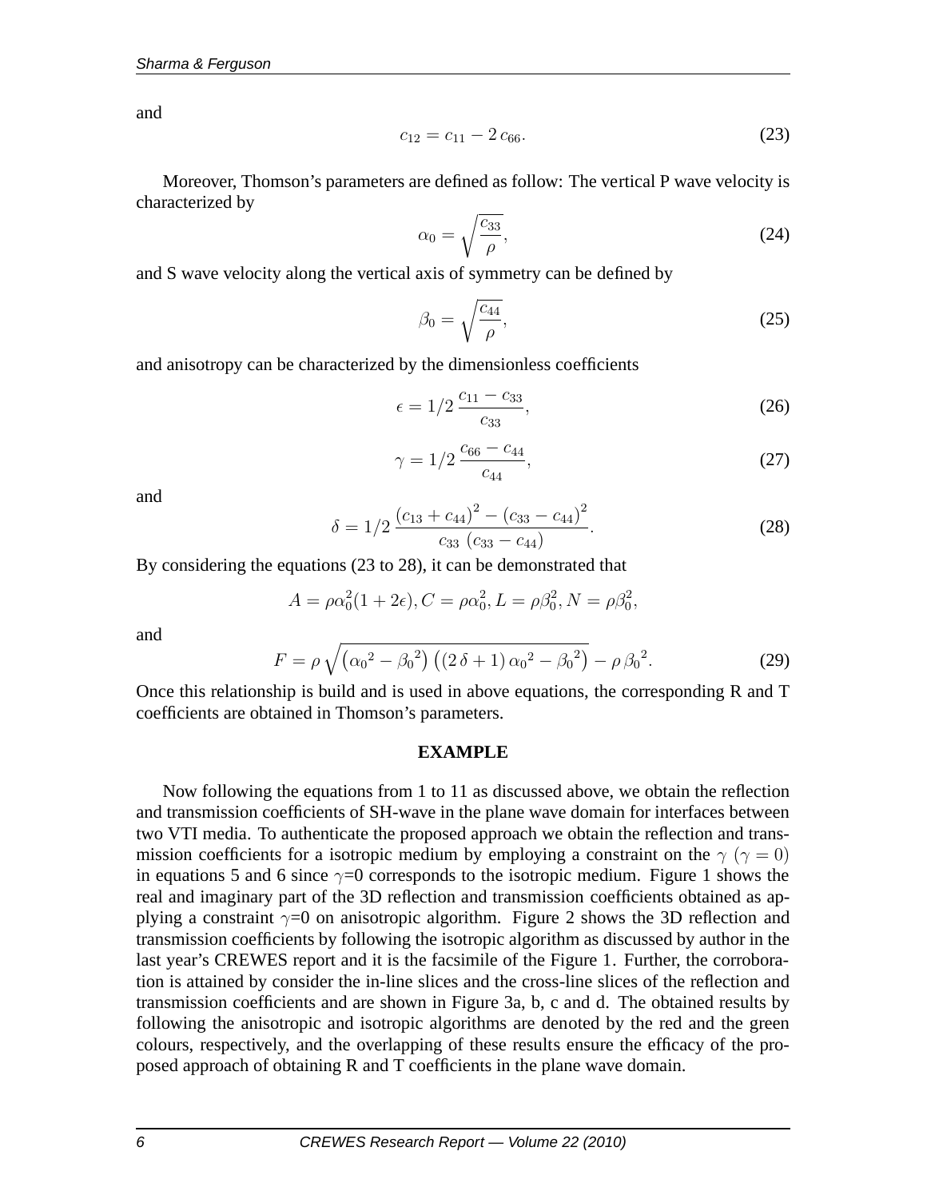and

$$c_{12} = c_{11} - 2\,c_{66}. \tag{23}$$

Moreover, Thomson's parameters are defined as follow: The vertical P wave velocity is characterized by

$$\alpha_0 = \sqrt{\frac{c_{33}}{\rho}}, \tag{24}$$

and S wave velocity along the vertical axis of symmetry can be defined by

$$\beta_0 = \sqrt{\frac{c_{44}}{\rho}}, \tag{25}$$

and anisotropy can be characterized by the dimensionless coefficients

$$\epsilon = 1/2\,\frac{c_{11} - c_{33}}{c_{33}}, \tag{26}$$

$$\gamma = 1/2\,\frac{c_{66} - c_{44}}{c_{44}}, \tag{27}$$

and

$$\delta = 1/2\,\frac{\left(c_{13} + c_{44}\right)^2 - \left(c_{33} - c_{44}\right)^2}{c_{33}\,\left(c_{33} - c_{44}\right)}. \tag{28}$$

By considering the equations (23 to 28), it can be demonstrated that

$$A = \rho\alpha_0^2(1 + 2\epsilon), C = \rho\alpha_0^2, L = \rho\beta_0^2, N = \rho\beta_0^2,$$

and

$$F = \rho\,\sqrt{\left({\alpha_0}^2 - {\beta_0}^2\right)\left(\left(2\,\delta + 1\right){\alpha_0}^2 - {\beta_0}^2\right)} - \rho\,{\beta_0}^2. \tag{29}$$

Once this relationship is build and is used in above equations, the corresponding R and T coefficients are obtained in Thomson's parameters.

## EXAMPLE

Now following the equations from 1 to 11 as discussed above, we obtain the reflection and transmission coefficients of SH-wave in the plane wave domain for interfaces between two VTI media. To authenticate the proposed approach we obtain the reflection and transmission coefficients for a isotropic medium by employing a constraint on the $\gamma$ ($\gamma = 0$) in equations 5 and 6 since $\gamma$=0 corresponds to the isotropic medium. Figure 1 shows the real and imaginary part of the 3D reflection and transmission coefficients obtained as applying a constraint $\gamma$=0 on anisotropic algorithm. Figure 2 shows the 3D reflection and transmission coefficients by following the isotropic algorithm as discussed by author in the last year's CREWES report and it is the facsimile of the Figure 1. Further, the corroboration is attained by consider the in-line slices and the cross-line slices of the reflection and transmission coefficients and are shown in Figure 3a, b, c and d. The obtained results by following the anisotropic and isotropic algorithms are denoted by the red and the green colours, respectively, and the overlapping of these results ensure the efficacy of the proposed approach of obtaining R and T coefficients in the plane wave domain.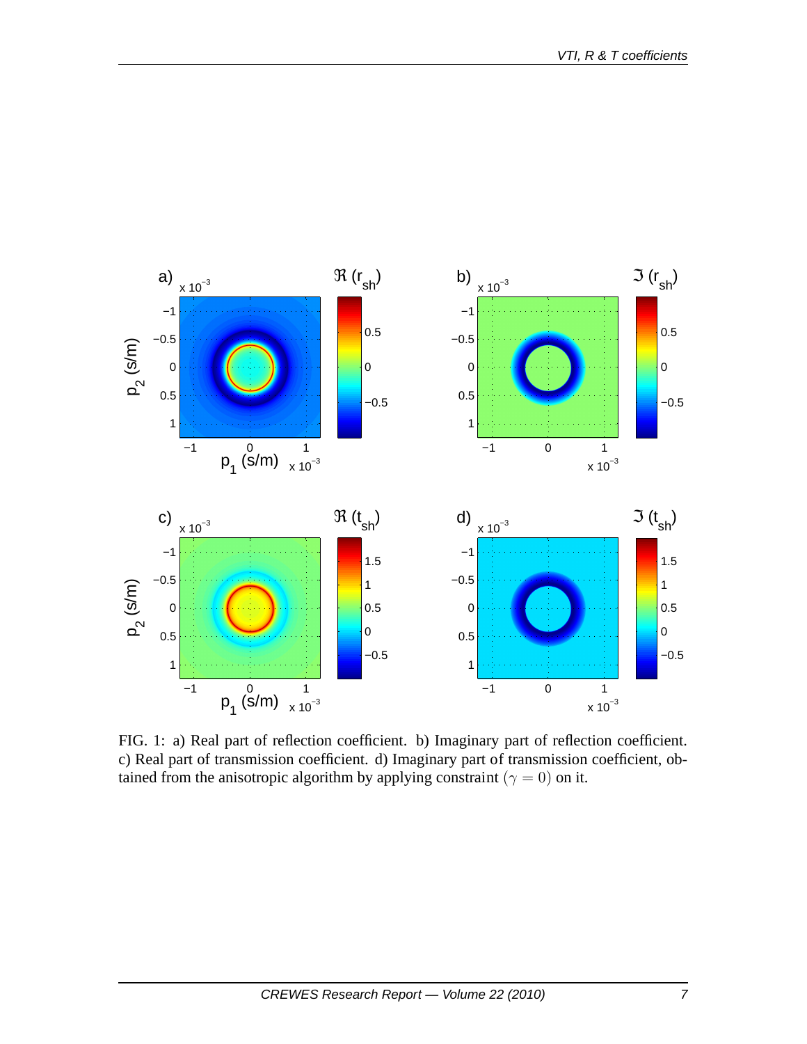FIG. 1: a) Real part of reflection coefficient. b) Imaginary part of reflection coefficient. c) Real part of transmission coefficient. d) Imaginary part of transmission coefficient, obtained from the anisotropic algorithm by applying constraint $(\gamma = 0)$ on it.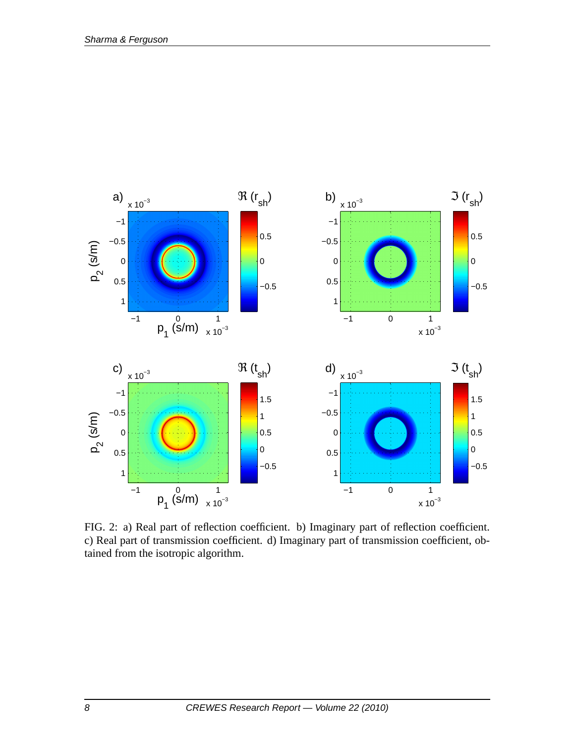FIG. 2: a) Real part of reflection coefficient. b) Imaginary part of reflection coefficient. c) Real part of transmission coefficient. d) Imaginary part of transmission coefficient, obtained from the isotropic algorithm.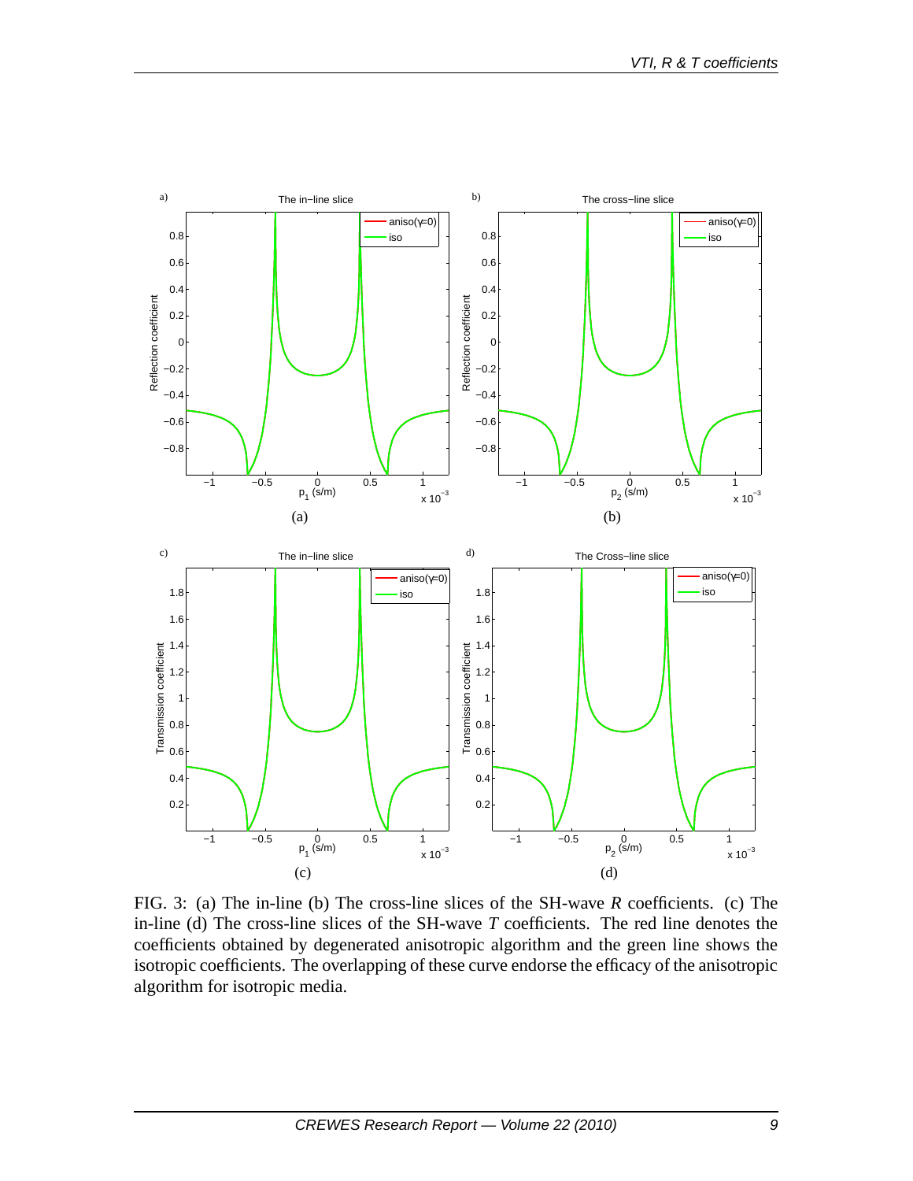FIG. 3: (a) The in-line (b) The cross-line slices of the SH-wave *R* coefficients. (c) The in-line (d) The cross-line slices of the SH-wave *T* coefficients. The red line denotes the coefficients obtained by degenerated anisotropic algorithm and the green line shows the isotropic coefficients. The overlapping of these curve endorse the efficacy of the anisotropic algorithm for isotropic media.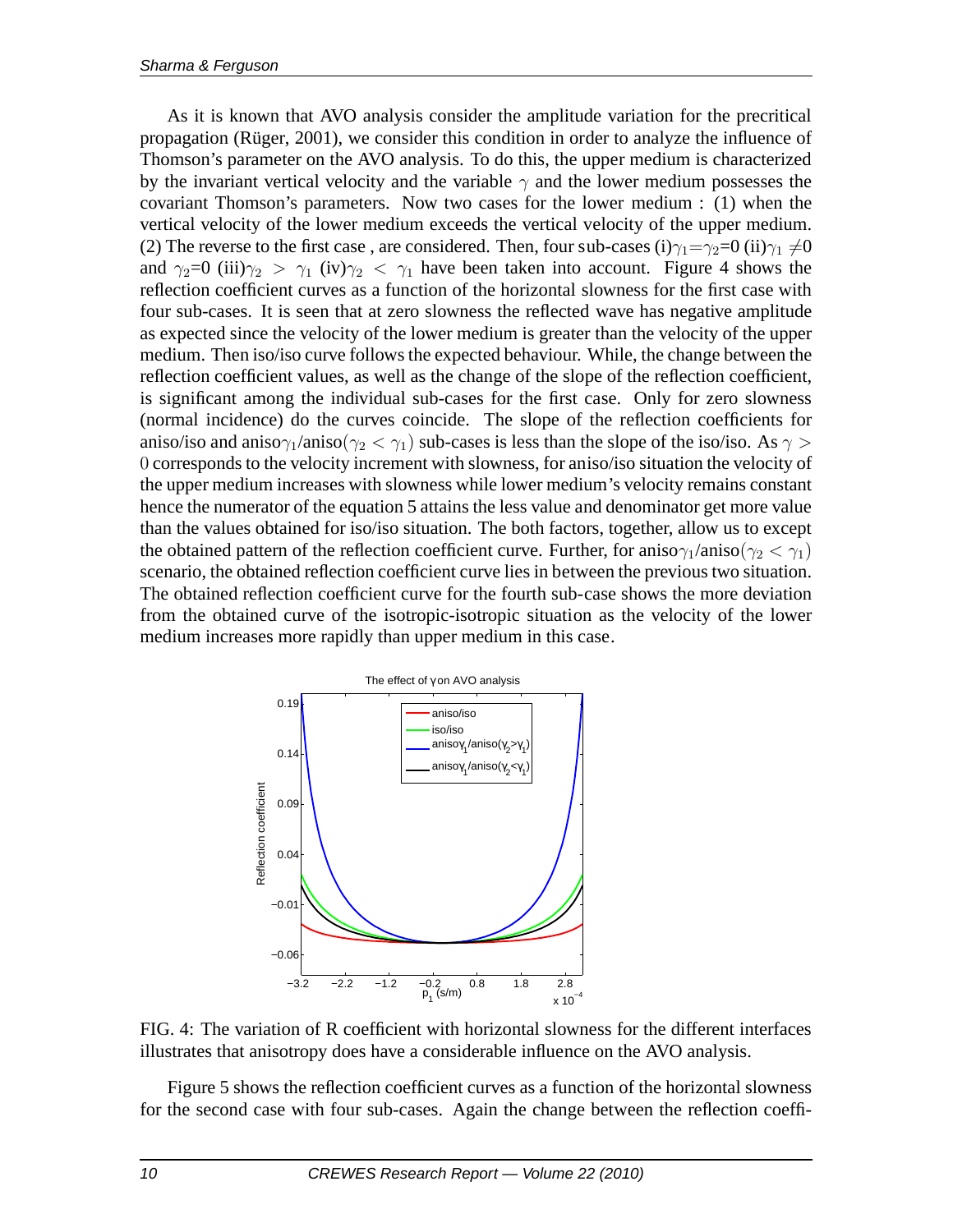As it is known that AVO analysis consider the amplitude variation for the precritical propagation (Rüger, 2001), we consider this condition in order to analyze the influence of Thomson's parameter on the AVO analysis. To do this, the upper medium is characterized by the invariant vertical velocity and the variable $\gamma$ and the lower medium possesses the covariant Thomson's parameters. Now two cases for the lower medium : (1) when the vertical velocity of the lower medium exceeds the vertical velocity of the upper medium. (2) The reverse to the first case , are considered. Then, four sub-cases (i)$\gamma_1$=$\gamma_2$=0 (ii)$\gamma_1 \neq 0$ and $\gamma_2$=0 (iii)$\gamma_2 > \gamma_1$ (iv)$\gamma_2 < \gamma_1$ have been taken into account. Figure 4 shows the reflection coefficient curves as a function of the horizontal slowness for the first case with four sub-cases. It is seen that at zero slowness the reflected wave has negative amplitude as expected since the velocity of the lower medium is greater than the velocity of the upper medium. Then iso/iso curve follows the expected behaviour. While, the change between the reflection coefficient values, as well as the change of the slope of the reflection coefficient, is significant among the individual sub-cases for the first case. Only for zero slowness (normal incidence) do the curves coincide. The slope of the reflection coefficients for aniso/iso and aniso$\gamma_1$/aniso$(\gamma_2 < \gamma_1)$ sub-cases is less than the slope of the iso/iso. As $\gamma > 0$ corresponds to the velocity increment with slowness, for aniso/iso situation the velocity of the upper medium increases with slowness while lower medium's velocity remains constant hence the numerator of the equation 5 attains the less value and denominator get more value than the values obtained for iso/iso situation. The both factors, together, allow us to except the obtained pattern of the reflection coefficient curve. Further, for aniso$\gamma_1$/aniso$(\gamma_2 < \gamma_1)$ scenario, the obtained reflection coefficient curve lies in between the previous two situation. The obtained reflection coefficient curve for the fourth sub-case shows the more deviation from the obtained curve of the isotropic-isotropic situation as the velocity of the lower medium increases more rapidly than upper medium in this case.

FIG. 4: The variation of R coefficient with horizontal slowness for the different interfaces illustrates that anisotropy does have a considerable influence on the AVO analysis.

Figure 5 shows the reflection coefficient curves as a function of the horizontal slowness for the second case with four sub-cases. Again the change between the reflection coeffi-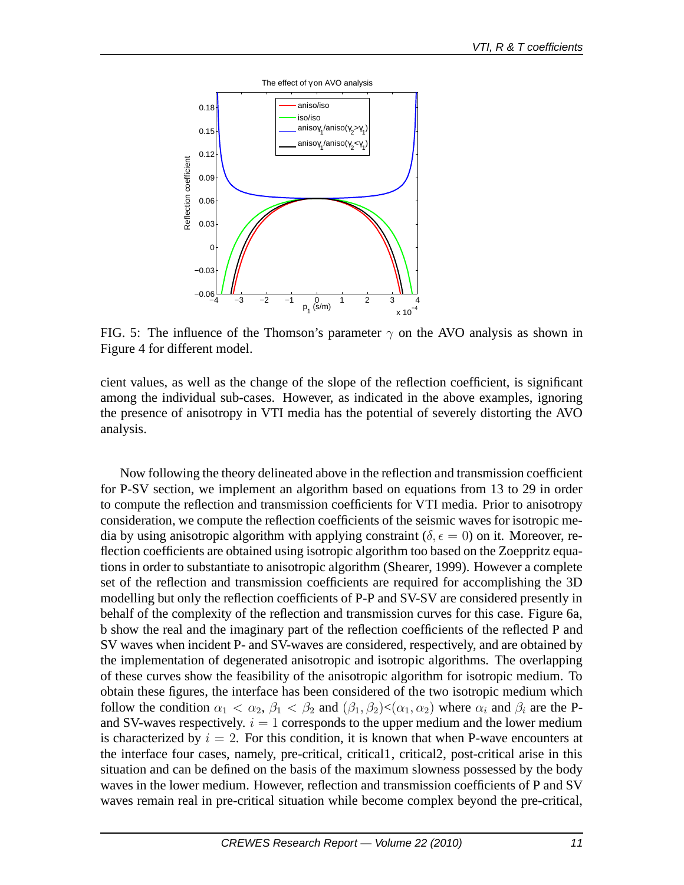FIG. 5: The influence of the Thomson's parameter $\gamma$ on the AVO analysis as shown in Figure 4 for different model.

cient values, as well as the change of the slope of the reflection coefficient, is significant among the individual sub-cases. However, as indicated in the above examples, ignoring the presence of anisotropy in VTI media has the potential of severely distorting the AVO analysis.

Now following the theory delineated above in the reflection and transmission coefficient for P-SV section, we implement an algorithm based on equations from 13 to 29 in order to compute the reflection and transmission coefficients for VTI media. Prior to anisotropy consideration, we compute the reflection coefficients of the seismic waves for isotropic media by using anisotropic algorithm with applying constraint ($\delta, \epsilon = 0$) on it. Moreover, reflection coefficients are obtained using isotropic algorithm too based on the Zoeppritz equations in order to substantiate to anisotropic algorithm (Shearer, 1999). However a complete set of the reflection and transmission coefficients are required for accomplishing the 3D modelling but only the reflection coefficients of P-P and SV-SV are considered presently in behalf of the complexity of the reflection and transmission curves for this case. Figure 6a, b show the real and the imaginary part of the reflection coefficients of the reflected P and SV waves when incident P- and SV-waves are considered, respectively, and are obtained by the implementation of degenerated anisotropic and isotropic algorithms. The overlapping of these curves show the feasibility of the anisotropic algorithm for isotropic medium. To obtain these figures, the interface has been considered of the two isotropic medium which follow the condition $\alpha_1 < \alpha_2$, $\beta_1 < \beta_2$ and $(\beta_1, \beta_2) < (\alpha_1, \alpha_2)$ where $\alpha_i$ and $\beta_i$ are the P- and SV-waves respectively. $i = 1$ corresponds to the upper medium and the lower medium is characterized by $i = 2$. For this condition, it is known that when P-wave encounters at the interface four cases, namely, pre-critical, critical1, critical2, post-critical arise in this situation and can be defined on the basis of the maximum slowness possessed by the body waves in the lower medium. However, reflection and transmission coefficients of P and SV waves remain real in pre-critical situation while become complex beyond the pre-critical,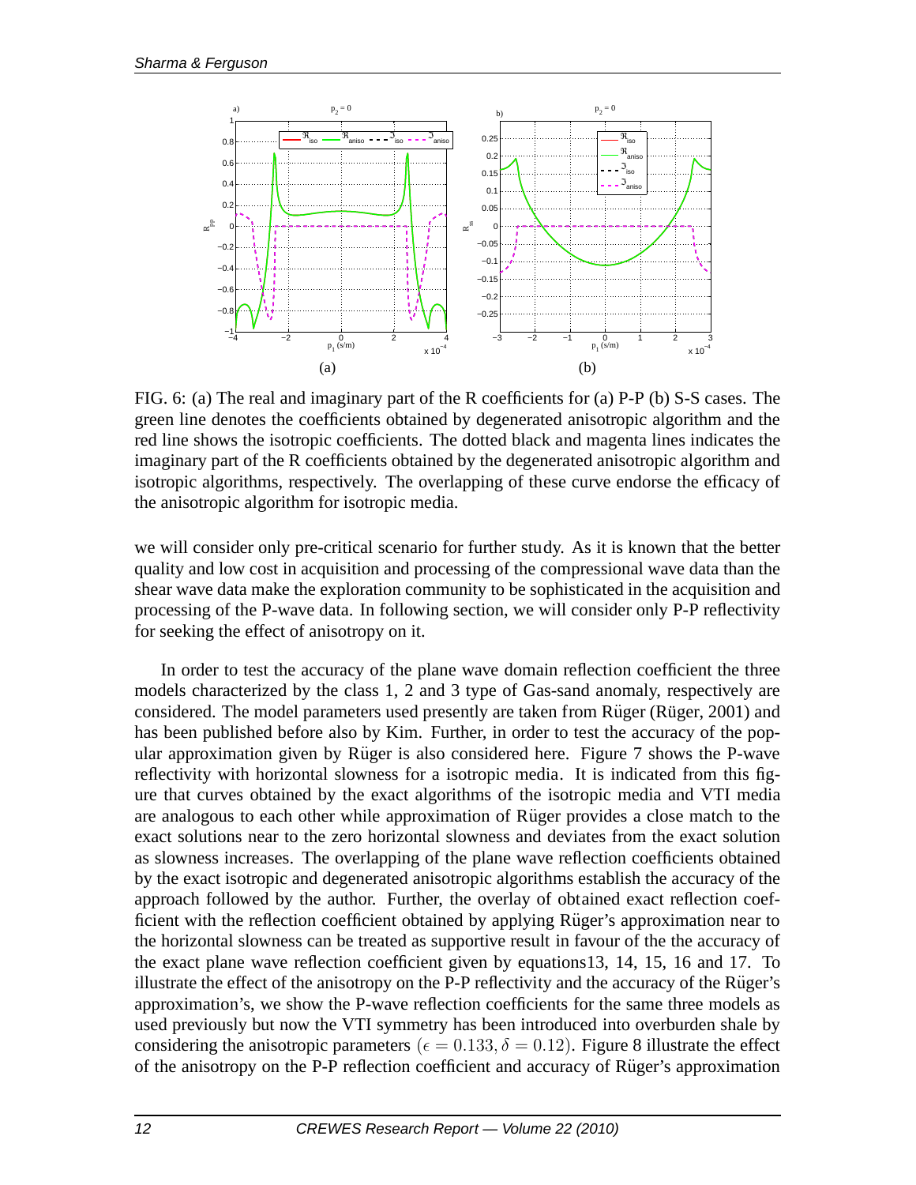FIG. 6: (a) The real and imaginary part of the R coefficients for (a) P-P (b) S-S cases. The green line denotes the coefficients obtained by degenerated anisotropic algorithm and the red line shows the isotropic coefficients. The dotted black and magenta lines indicates the imaginary part of the R coefficients obtained by the degenerated anisotropic algorithm and isotropic algorithms, respectively. The overlapping of these curve endorse the efficacy of the anisotropic algorithm for isotropic media.

we will consider only pre-critical scenario for further study. As it is known that the better quality and low cost in acquisition and processing of the compressional wave data than the shear wave data make the exploration community to be sophisticated in the acquisition and processing of the P-wave data. In following section, we will consider only P-P reflectivity for seeking the effect of anisotropy on it.

In order to test the accuracy of the plane wave domain reflection coefficient the three models characterized by the class 1, 2 and 3 type of Gas-sand anomaly, respectively are considered. The model parameters used presently are taken from Rüger (Rüger, 2001) and has been published before also by Kim. Further, in order to test the accuracy of the popular approximation given by Rüger is also considered here. Figure 7 shows the P-wave reflectivity with horizontal slowness for a isotropic media. It is indicated from this figure that curves obtained by the exact algorithms of the isotropic media and VTI media are analogous to each other while approximation of Rüger provides a close match to the exact solutions near to the zero horizontal slowness and deviates from the exact solution as slowness increases. The overlapping of the plane wave reflection coefficients obtained by the exact isotropic and degenerated anisotropic algorithms establish the accuracy of the approach followed by the author. Further, the overlay of obtained exact reflection coefficient with the reflection coefficient obtained by applying Rüger's approximation near to the horizontal slowness can be treated as supportive result in favour of the the accuracy of the exact plane wave reflection coefficient given by equations13, 14, 15, 16 and 17. To illustrate the effect of the anisotropy on the P-P reflectivity and the accuracy of the Rüger's approximation's, we show the P-wave reflection coefficients for the same three models as used previously but now the VTI symmetry has been introduced into overburden shale by considering the anisotropic parameters $(\epsilon = 0.133, \delta = 0.12)$. Figure 8 illustrate the effect of the anisotropy on the P-P reflection coefficient and accuracy of Rüger's approximation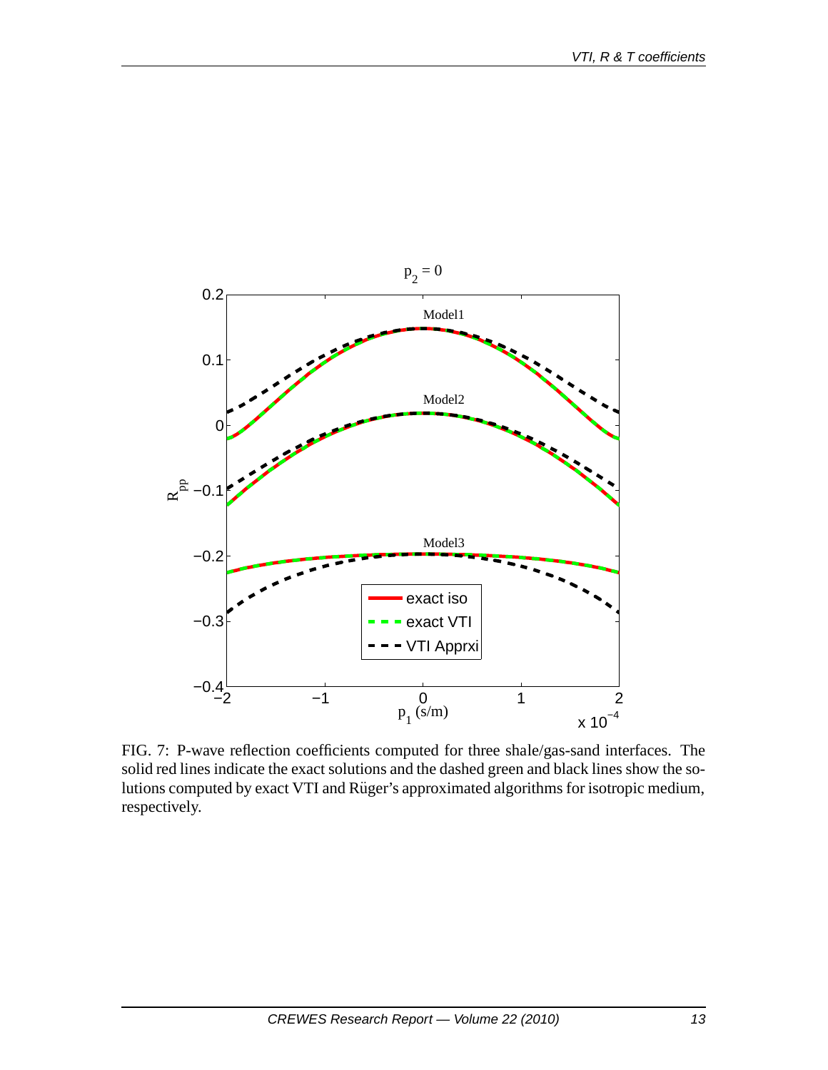FIG. 7: P-wave reflection coefficients computed for three shale/gas-sand interfaces. The solid red lines indicate the exact solutions and the dashed green and black lines show the solutions computed by exact VTI and Rüger's approximated algorithms for isotropic medium, respectively.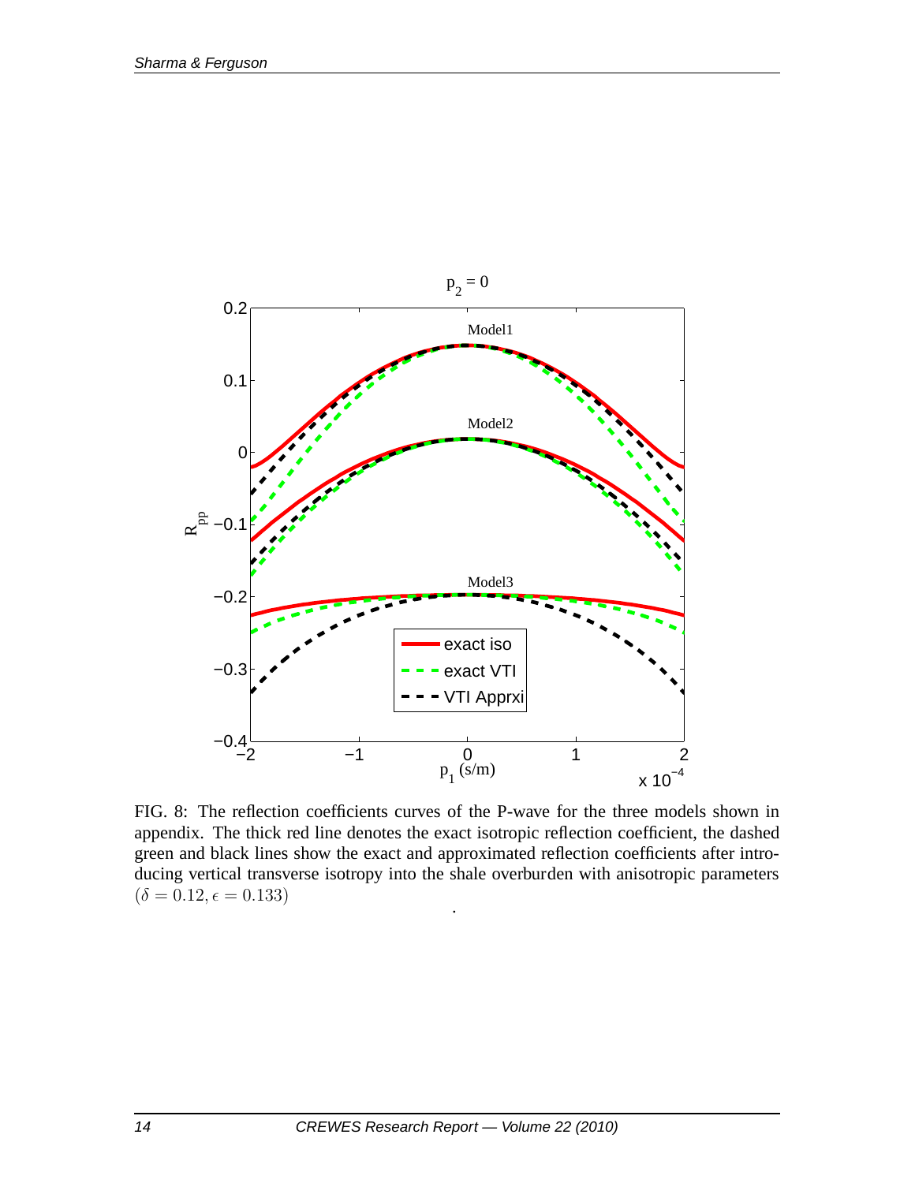FIG. 8: The reflection coefficients curves of the P-wave for the three models shown in appendix. The thick red line denotes the exact isotropic reflection coefficient, the dashed green and black lines show the exact and approximated reflection coefficients after introducing vertical transverse isotropy into the shale overburden with anisotropic parameters $(\delta = 0.12, \epsilon = 0.133)$

.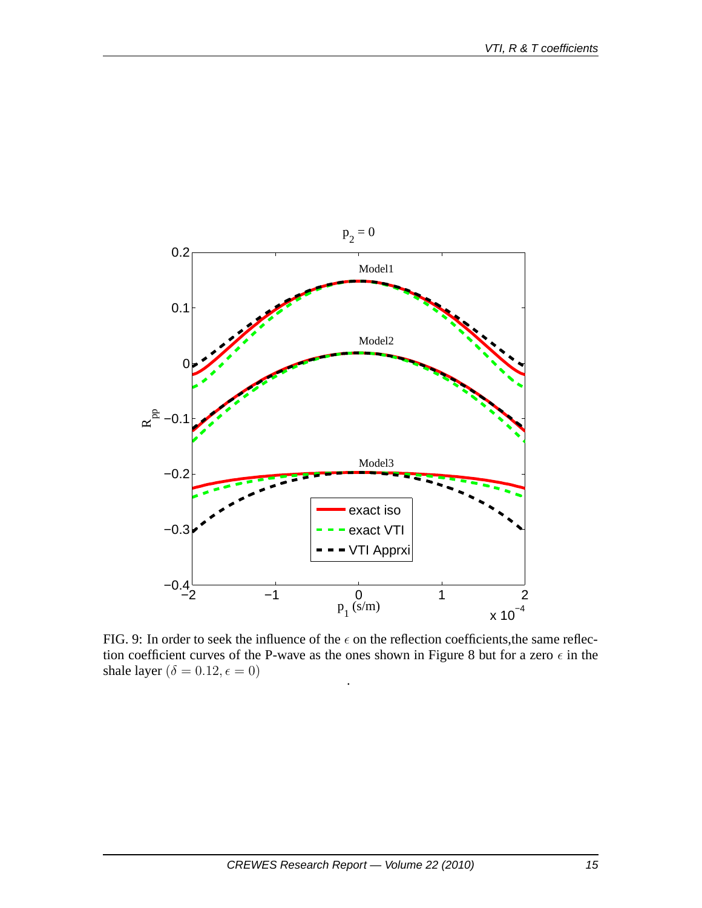FIG. 9: In order to seek the influence of the $\epsilon$ on the reflection coefficients,the same reflection coefficient curves of the P-wave as the ones shown in Figure 8 but for a zero $\epsilon$ in the shale layer $(\delta = 0.12, \epsilon = 0)$

.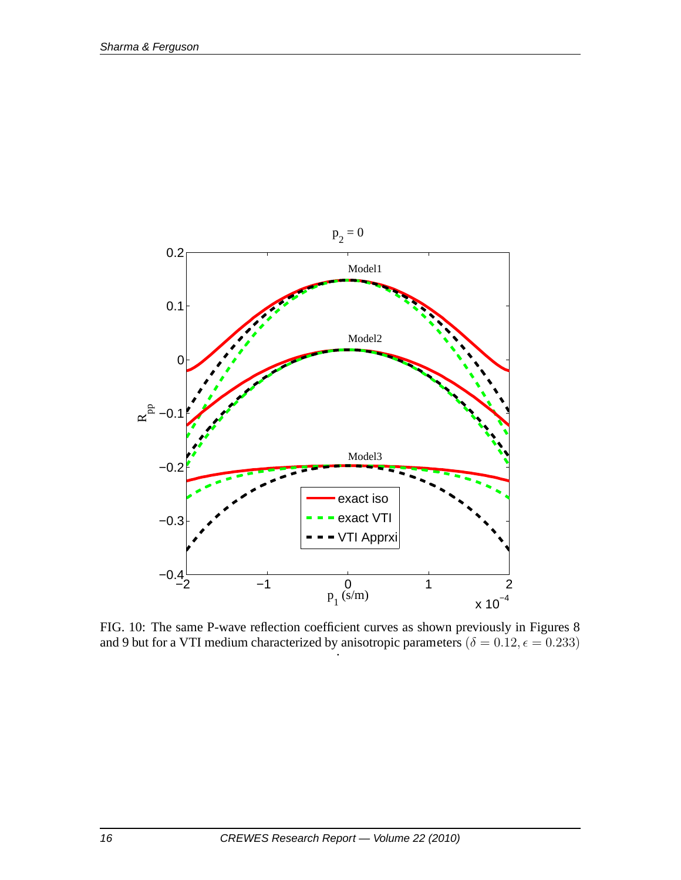FIG. 10: The same P-wave reflection coefficient curves as shown previously in Figures 8 and 9 but for a VTI medium characterized by anisotropic parameters $(\delta = 0.12, \epsilon = 0.233)$ .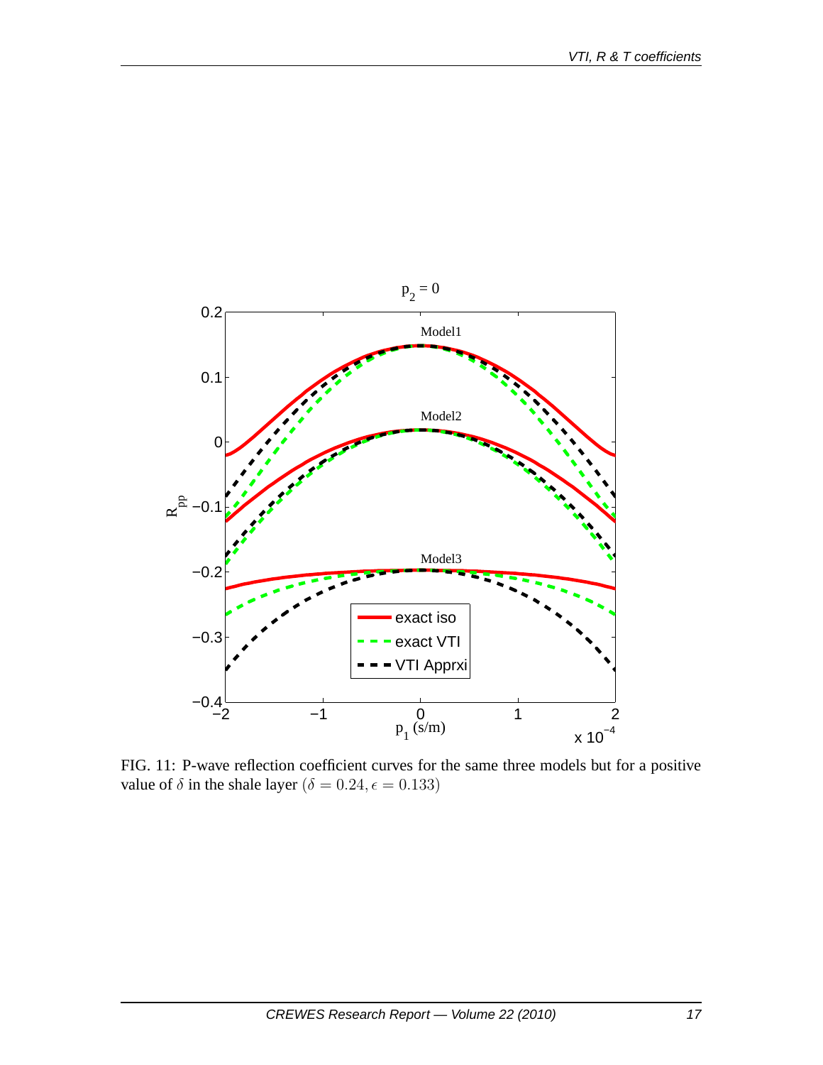FIG. 11: P-wave reflection coefficient curves for the same three models but for a positive value of $\delta$ in the shale layer ($\delta = 0.24, \epsilon = 0.133$)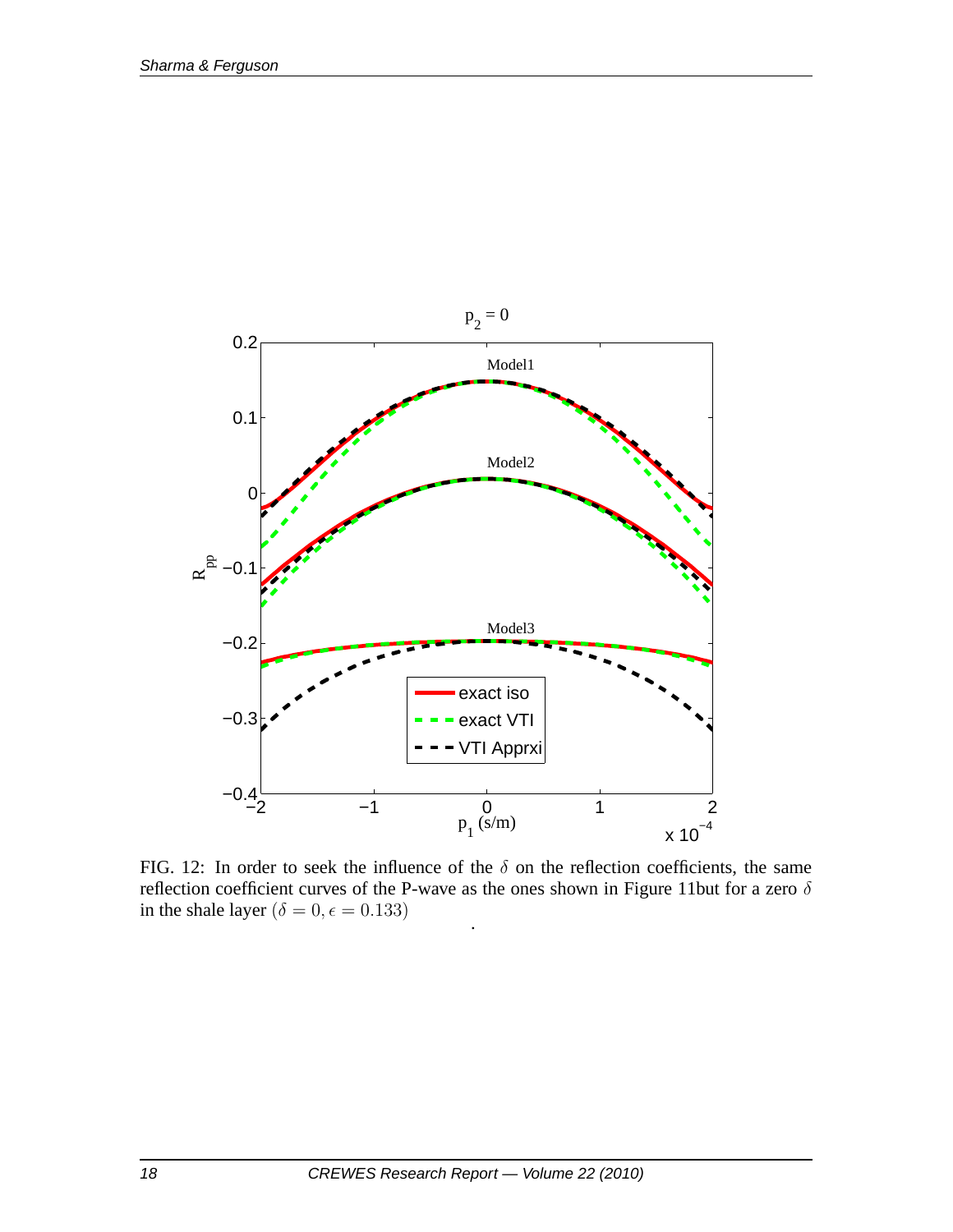FIG. 12: In order to seek the influence of the $\delta$ on the reflection coefficients, the same reflection coefficient curves of the P-wave as the ones shown in Figure 11but for a zero $\delta$ in the shale layer $(\delta = 0, \epsilon = 0.133)$

.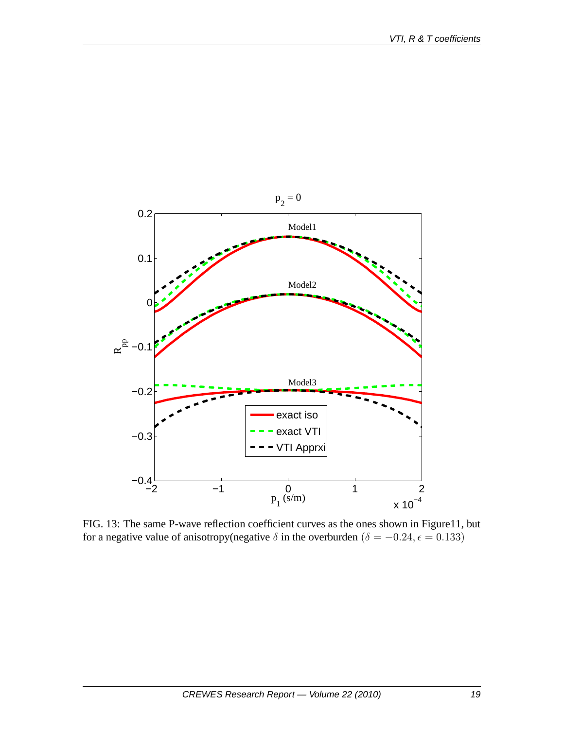FIG. 13: The same P-wave reflection coefficient curves as the ones shown in Figure11, but for a negative value of anisotropy(negative $\delta$ in the overburden $(\delta = -0.24, \epsilon = 0.133)$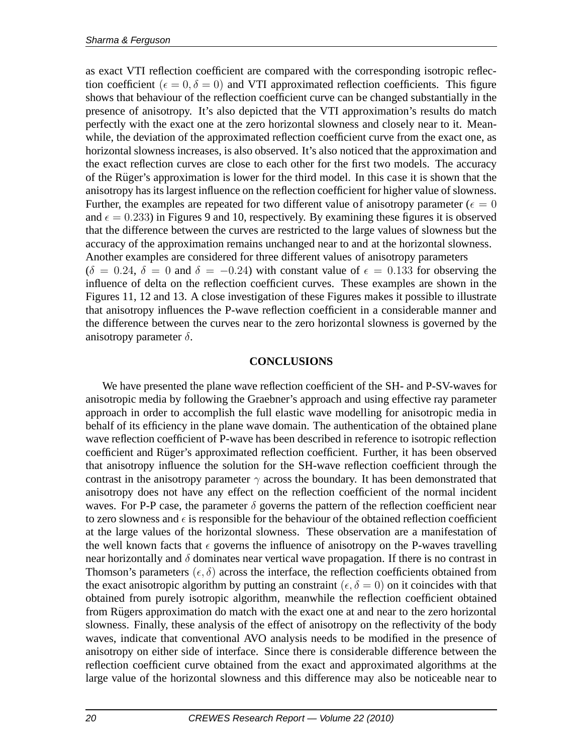as exact VTI reflection coefficient are compared with the corresponding isotropic reflection coefficient ($\epsilon = 0, \delta = 0$) and VTI approximated reflection coefficients. This figure shows that behaviour of the reflection coefficient curve can be changed substantially in the presence of anisotropy. It's also depicted that the VTI approximation's results do match perfectly with the exact one at the zero horizontal slowness and closely near to it. Meanwhile, the deviation of the approximated reflection coefficient curve from the exact one, as horizontal slowness increases, is also observed. It's also noticed that the approximation and the exact reflection curves are close to each other for the first two models. The accuracy of the Rüger's approximation is lower for the third model. In this case it is shown that the anisotropy has its largest influence on the reflection coefficient for higher value of slowness. Further, the examples are repeated for two different value of anisotropy parameter ($\epsilon = 0$ and $\epsilon = 0.233$) in Figures 9 and 10, respectively. By examining these figures it is observed that the difference between the curves are restricted to the large values of slowness but the accuracy of the approximation remains unchanged near to and at the horizontal slowness. Another examples are considered for three different values of anisotropy parameters ($\delta = 0.24$, $\delta = 0$ and $\delta = -0.24$) with constant value of $\epsilon = 0.133$ for observing the influence of delta on the reflection coefficient curves. These examples are shown in the Figures 11, 12 and 13. A close investigation of these Figures makes it possible to illustrate that anisotropy influences the P-wave reflection coefficient in a considerable manner and the difference between the curves near to the zero horizontal slowness is governed by the anisotropy parameter $\delta$.

## CONCLUSIONS

We have presented the plane wave reflection coefficient of the SH- and P-SV-waves for anisotropic media by following the Graebner's approach and using effective ray parameter approach in order to accomplish the full elastic wave modelling for anisotropic media in behalf of its efficiency in the plane wave domain. The authentication of the obtained plane wave reflection coefficient of P-wave has been described in reference to isotropic reflection coefficient and Rüger's approximated reflection coefficient. Further, it has been observed that anisotropy influence the solution for the SH-wave reflection coefficient through the contrast in the anisotropy parameter $\gamma$ across the boundary. It has been demonstrated that anisotropy does not have any effect on the reflection coefficient of the normal incident waves. For P-P case, the parameter $\delta$ governs the pattern of the reflection coefficient near to zero slowness and $\epsilon$ is responsible for the behaviour of the obtained reflection coefficient at the large values of the horizontal slowness. These observation are a manifestation of the well known facts that $\epsilon$ governs the influence of anisotropy on the P-waves travelling near horizontally and $\delta$ dominates near vertical wave propagation. If there is no contrast in Thomson's parameters $(\epsilon, \delta)$ across the interface, the reflection coefficients obtained from the exact anisotropic algorithm by putting an constraint $(\epsilon, \delta = 0)$ on it coincides with that obtained from purely isotropic algorithm, meanwhile the reflection coefficient obtained from Rügers approximation do match with the exact one at and near to the zero horizontal slowness. Finally, these analysis of the effect of anisotropy on the reflectivity of the body waves, indicate that conventional AVO analysis needs to be modified in the presence of anisotropy on either side of interface. Since there is considerable difference between the reflection coefficient curve obtained from the exact and approximated algorithms at the large value of the horizontal slowness and this difference may also be noticeable near to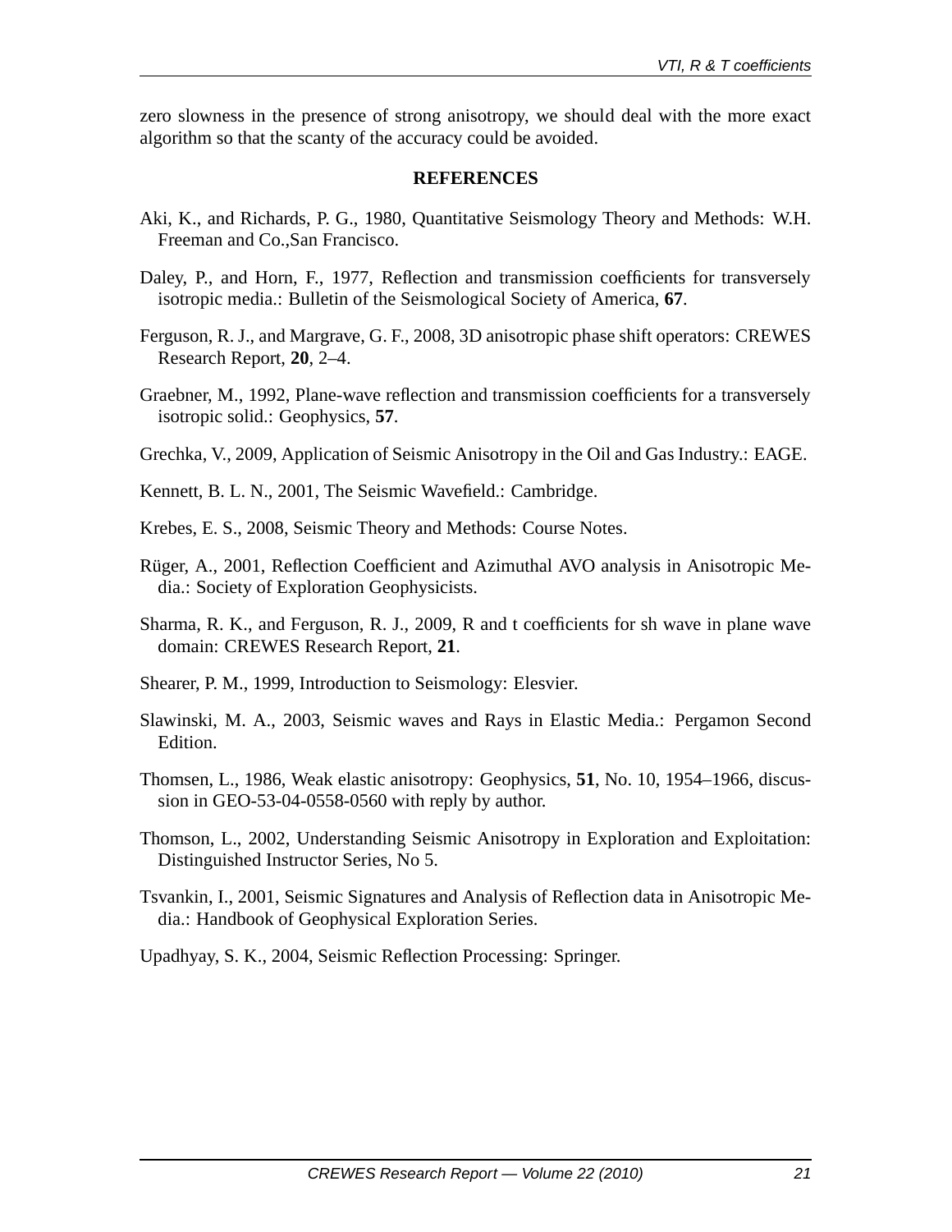zero slowness in the presence of strong anisotropy, we should deal with the more exact algorithm so that the scanty of the accuracy could be avoided.

## REFERENCES

Aki, K., and Richards, P. G., 1980, Quantitative Seismology Theory and Methods: W.H. Freeman and Co.,San Francisco.

Daley, P., and Horn, F., 1977, Reflection and transmission coefficients for transversely isotropic media.: Bulletin of the Seismological Society of America, **67**.

Ferguson, R. J., and Margrave, G. F., 2008, 3D anisotropic phase shift operators: CREWES Research Report, **20**, 2–4.

Graebner, M., 1992, Plane-wave reflection and transmission coefficients for a transversely isotropic solid.: Geophysics, **57**.

Grechka, V., 2009, Application of Seismic Anisotropy in the Oil and Gas Industry.: EAGE.

Kennett, B. L. N., 2001, The Seismic Wavefield.: Cambridge.

Krebes, E. S., 2008, Seismic Theory and Methods: Course Notes.

Rüger, A., 2001, Reflection Coefficient and Azimuthal AVO analysis in Anisotropic Media.: Society of Exploration Geophysicists.

Sharma, R. K., and Ferguson, R. J., 2009, R and t coefficients for sh wave in plane wave domain: CREWES Research Report, **21**.

Shearer, P. M., 1999, Introduction to Seismology: Elesvier.

Slawinski, M. A., 2003, Seismic waves and Rays in Elastic Media.: Pergamon Second Edition.

Thomsen, L., 1986, Weak elastic anisotropy: Geophysics, **51**, No. 10, 1954–1966, discussion in GEO-53-04-0558-0560 with reply by author.

Thomson, L., 2002, Understanding Seismic Anisotropy in Exploration and Exploitation: Distinguished Instructor Series, No 5.

Tsvankin, I., 2001, Seismic Signatures and Analysis of Reflection data in Anisotropic Media.: Handbook of Geophysical Exploration Series.

Upadhyay, S. K., 2004, Seismic Reflection Processing: Springer.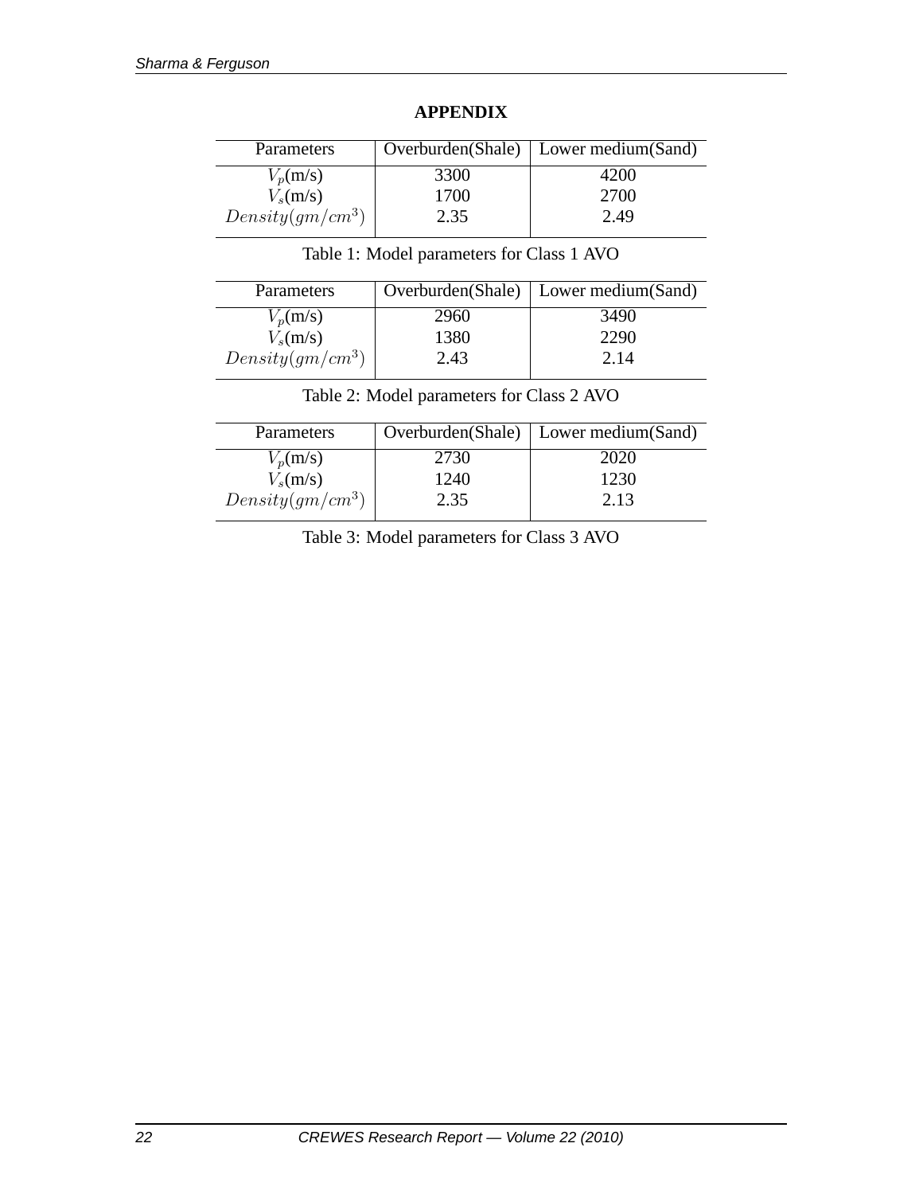**APPENDIX**

| Parameters | Overburden(Shale) | Lower medium(Sand) |
|---|---|---|
| $V_p$(m/s) | 3300 | 4200 |
| $V_s$(m/s) | 1700 | 2700 |
| $Density(gm/cm^3)$ | 2.35 | 2.49 |

Table 1: Model parameters for Class 1 AVO

| Parameters | Overburden(Shale) | Lower medium(Sand) |
|---|---|---|
| $V_p$(m/s) | 2960 | 3490 |
| $V_s$(m/s) | 1380 | 2290 |
| $Density(gm/cm^3)$ | 2.43 | 2.14 |

Table 2: Model parameters for Class 2 AVO

| Parameters | Overburden(Shale) | Lower medium(Sand) |
|---|---|---|
| $V_p$(m/s) | 2730 | 2020 |
| $V_s$(m/s) | 1240 | 1230 |
| $Density(gm/cm^3)$ | 2.35 | 2.13 |

Table 3: Model parameters for Class 3 AVO